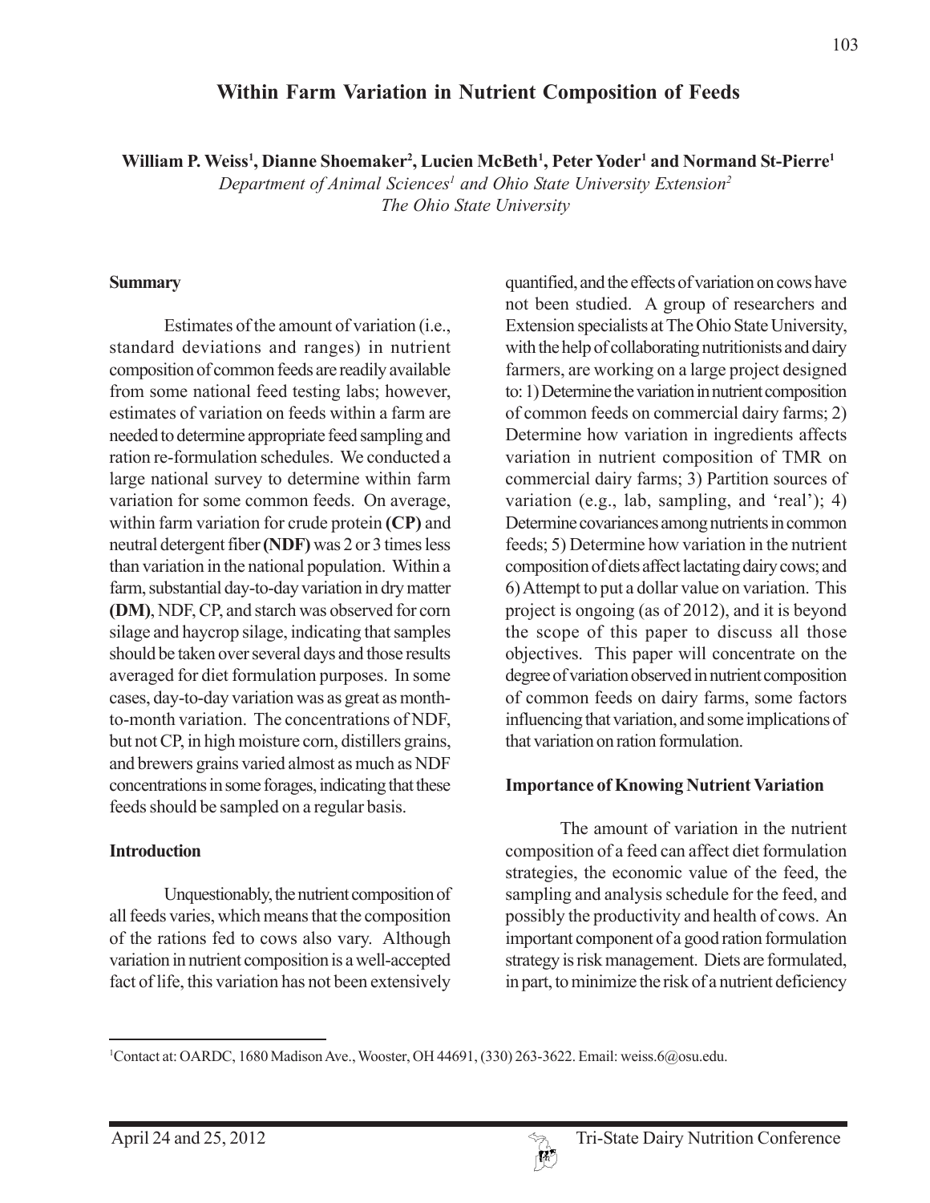# Within Farm Variation in Nutrient Composition of Feeds

**William P. Weiss[1], Dianne Shoemaker[2], Lucien McBeth[1], Peter Yoder[1] and Normand St-Pierre[1]**

*Department of Animal Sciences[1] and Ohio State University Extension[2]*
*The Ohio State University*

## Summary

Estimates of the amount of variation (i.e., standard deviations and ranges) in nutrient composition of common feeds are readily available from some national feed testing labs; however, estimates of variation on feeds within a farm are needed to determine appropriate feed sampling and ration re-formulation schedules. We conducted a large national survey to determine within farm variation for some common feeds. On average, within farm variation for crude protein **(CP)** and neutral detergent fiber **(NDF)** was 2 or 3 times less than variation in the national population. Within a farm, substantial day-to-day variation in dry matter **(DM)**, NDF, CP, and starch was observed for corn silage and haycrop silage, indicating that samples should be taken over several days and those results averaged for diet formulation purposes. In some cases, day-to-day variation was as great as month-to-month variation. The concentrations of NDF, but not CP, in high moisture corn, distillers grains, and brewers grains varied almost as much as NDF concentrations in some forages, indicating that these feeds should be sampled on a regular basis.

## Introduction

Unquestionably, the nutrient composition of all feeds varies, which means that the composition of the rations fed to cows also vary. Although variation in nutrient composition is a well-accepted fact of life, this variation has not been extensively quantified, and the effects of variation on cows have not been studied. A group of researchers and Extension specialists at The Ohio State University, with the help of collaborating nutritionists and dairy farmers, are working on a large project designed to: 1) Determine the variation in nutrient composition of common feeds on commercial dairy farms; 2) Determine how variation in ingredients affects variation in nutrient composition of TMR on commercial dairy farms; 3) Partition sources of variation (e.g., lab, sampling, and 'real'); 4) Determine covariances among nutrients in common feeds; 5) Determine how variation in the nutrient composition of diets affect lactating dairy cows; and 6) Attempt to put a dollar value on variation. This project is ongoing (as of 2012), and it is beyond the scope of this paper to discuss all those objectives. This paper will concentrate on the degree of variation observed in nutrient composition of common feeds on dairy farms, some factors influencing that variation, and some implications of that variation on ration formulation.

## Importance of Knowing Nutrient Variation

The amount of variation in the nutrient composition of a feed can affect diet formulation strategies, the economic value of the feed, the sampling and analysis schedule for the feed, and possibly the productivity and health of cows. An important component of a good ration formulation strategy is risk management. Diets are formulated, in part, to minimize the risk of a nutrient deficiency

[1]Contact at: OARDC, 1680 Madison Ave., Wooster, OH 44691, (330) 263-3622. Email: weiss.6@osu.edu.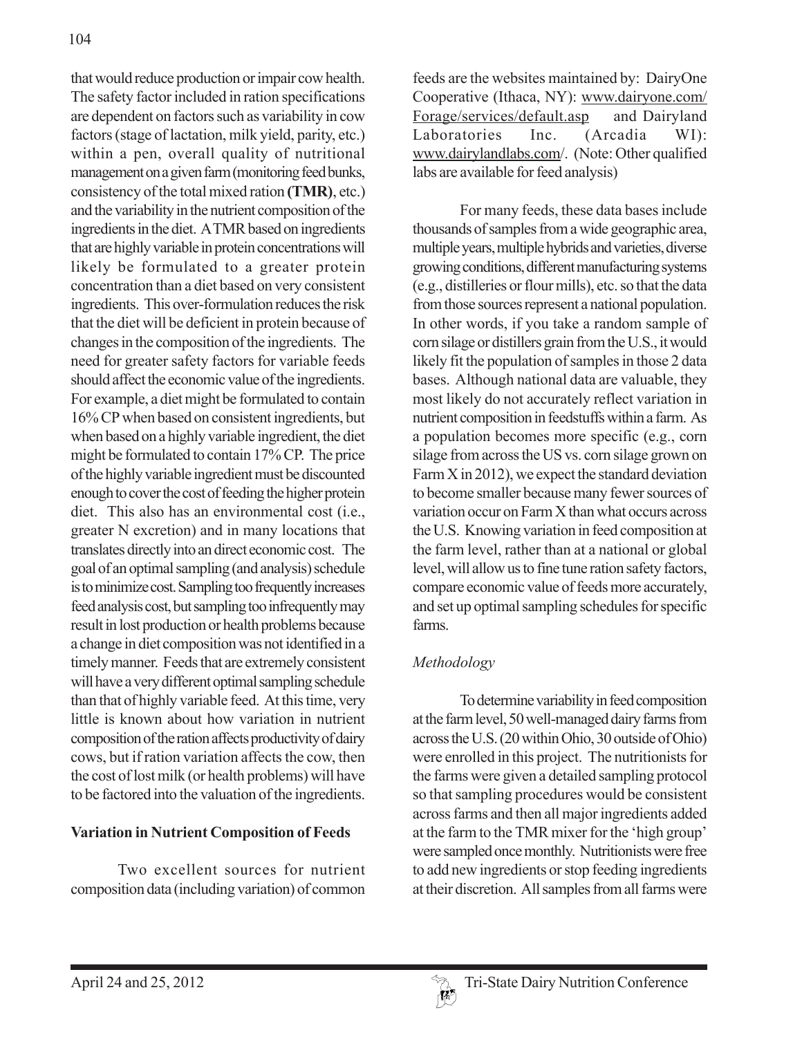that would reduce production or impair cow health. The safety factor included in ration specifications are dependent on factors such as variability in cow factors (stage of lactation, milk yield, parity, etc.) within a pen, overall quality of nutritional management on a given farm (monitoring feed bunks, consistency of the total mixed ration **(TMR)**, etc.) and the variability in the nutrient composition of the ingredients in the diet. A TMR based on ingredients that are highly variable in protein concentrations will likely be formulated to a greater protein concentration than a diet based on very consistent ingredients. This over-formulation reduces the risk that the diet will be deficient in protein because of changes in the composition of the ingredients. The need for greater safety factors for variable feeds should affect the economic value of the ingredients. For example, a diet might be formulated to contain 16% CP when based on consistent ingredients, but when based on a highly variable ingredient, the diet might be formulated to contain 17% CP. The price of the highly variable ingredient must be discounted enough to cover the cost of feeding the higher protein diet. This also has an environmental cost (i.e., greater N excretion) and in many locations that translates directly into an direct economic cost. The goal of an optimal sampling (and analysis) schedule is to minimize cost. Sampling too frequently increases feed analysis cost, but sampling too infrequently may result in lost production or health problems because a change in diet composition was not identified in a timely manner. Feeds that are extremely consistent will have a very different optimal sampling schedule than that of highly variable feed. At this time, very little is known about how variation in nutrient composition of the ration affects productivity of dairy cows, but if ration variation affects the cow, then the cost of lost milk (or health problems) will have to be factored into the valuation of the ingredients.

**Variation in Nutrient Composition of Feeds**

Two excellent sources for nutrient composition data (including variation) of common feeds are the websites maintained by: DairyOne Cooperative (Ithaca, NY): www.dairyone.com/Forage/services/default.asp and Dairyland Laboratories Inc. (Arcadia WI): www.dairylandlabs.com/. (Note: Other qualified labs are available for feed analysis)

For many feeds, these data bases include thousands of samples from a wide geographic area, multiple years, multiple hybrids and varieties, diverse growing conditions, different manufacturing systems (e.g., distilleries or flour mills), etc. so that the data from those sources represent a national population. In other words, if you take a random sample of corn silage or distillers grain from the U.S., it would likely fit the population of samples in those 2 data bases. Although national data are valuable, they most likely do not accurately reflect variation in nutrient composition in feedstuffs within a farm. As a population becomes more specific (e.g., corn silage from across the US vs. corn silage grown on Farm X in 2012), we expect the standard deviation to become smaller because many fewer sources of variation occur on Farm X than what occurs across the U.S. Knowing variation in feed composition at the farm level, rather than at a national or global level, will allow us to fine tune ration safety factors, compare economic value of feeds more accurately, and set up optimal sampling schedules for specific farms.

*Methodology*

To determine variability in feed composition at the farm level, 50 well-managed dairy farms from across the U.S. (20 within Ohio, 30 outside of Ohio) were enrolled in this project. The nutritionists for the farms were given a detailed sampling protocol so that sampling procedures would be consistent across farms and then all major ingredients added at the farm to the TMR mixer for the 'high group' were sampled once monthly. Nutritionists were free to add new ingredients or stop feeding ingredients at their discretion. All samples from all farms were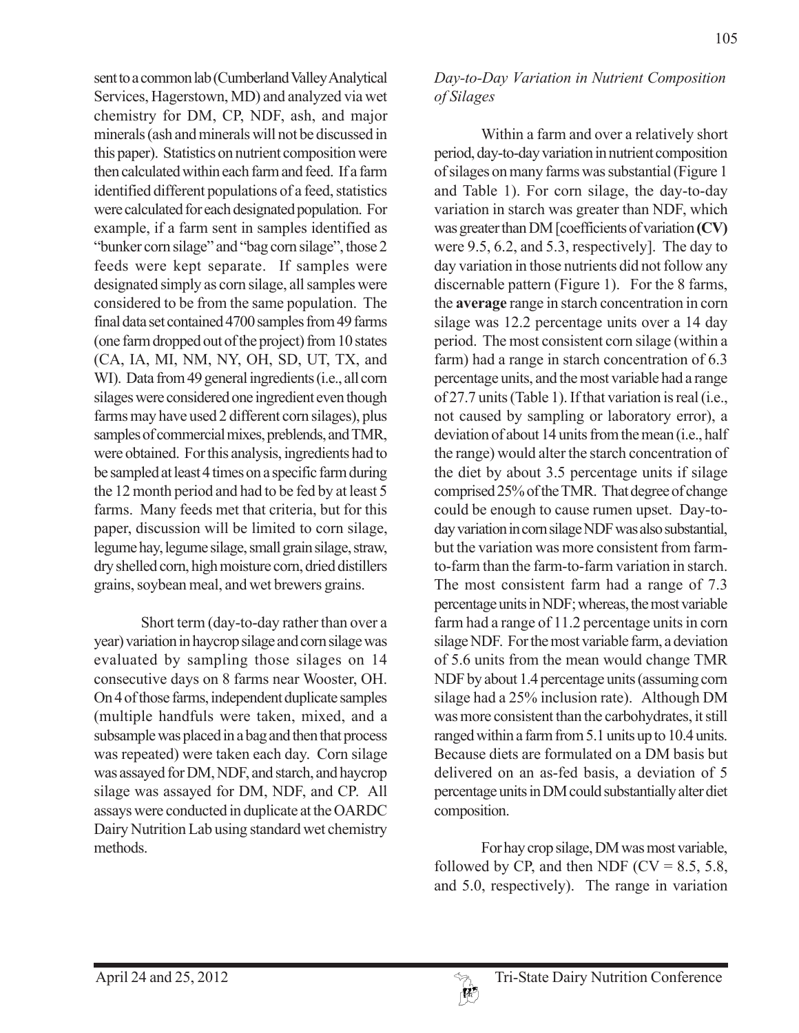sent to a common lab (Cumberland Valley Analytical Services, Hagerstown, MD) and analyzed via wet chemistry for DM, CP, NDF, ash, and major minerals (ash and minerals will not be discussed in this paper). Statistics on nutrient composition were then calculated within each farm and feed. If a farm identified different populations of a feed, statistics were calculated for each designated population. For example, if a farm sent in samples identified as "bunker corn silage" and "bag corn silage", those 2 feeds were kept separate. If samples were designated simply as corn silage, all samples were considered to be from the same population. The final data set contained 4700 samples from 49 farms (one farm dropped out of the project) from 10 states (CA, IA, MI, NM, NY, OH, SD, UT, TX, and WI). Data from 49 general ingredients (i.e., all corn silages were considered one ingredient even though farms may have used 2 different corn silages), plus samples of commercial mixes, preblends, and TMR, were obtained. For this analysis, ingredients had to be sampled at least 4 times on a specific farm during the 12 month period and had to be fed by at least 5 farms. Many feeds met that criteria, but for this paper, discussion will be limited to corn silage, legume hay, legume silage, small grain silage, straw, dry shelled corn, high moisture corn, dried distillers grains, soybean meal, and wet brewers grains.

Short term (day-to-day rather than over a year) variation in haycrop silage and corn silage was evaluated by sampling those silages on 14 consecutive days on 8 farms near Wooster, OH. On 4 of those farms, independent duplicate samples (multiple handfuls were taken, mixed, and a subsample was placed in a bag and then that process was repeated) were taken each day. Corn silage was assayed for DM, NDF, and starch, and haycrop silage was assayed for DM, NDF, and CP. All assays were conducted in duplicate at the OARDC Dairy Nutrition Lab using standard wet chemistry methods.

*Day-to-Day Variation in Nutrient Composition of Silages*

Within a farm and over a relatively short period, day-to-day variation in nutrient composition of silages on many farms was substantial (Figure 1 and Table 1). For corn silage, the day-to-day variation in starch was greater than NDF, which was greater than DM [coefficients of variation **(CV)** were 9.5, 6.2, and 5.3, respectively]. The day to day variation in those nutrients did not follow any discernable pattern (Figure 1). For the 8 farms, the **average** range in starch concentration in corn silage was 12.2 percentage units over a 14 day period. The most consistent corn silage (within a farm) had a range in starch concentration of 6.3 percentage units, and the most variable had a range of 27.7 units (Table 1). If that variation is real (i.e., not caused by sampling or laboratory error), a deviation of about 14 units from the mean (i.e., half the range) would alter the starch concentration of the diet by about 3.5 percentage units if silage comprised 25% of the TMR. That degree of change could be enough to cause rumen upset. Day-to-day variation in corn silage NDF was also substantial, but the variation was more consistent from farm-to-farm than the farm-to-farm variation in starch. The most consistent farm had a range of 7.3 percentage units in NDF; whereas, the most variable farm had a range of 11.2 percentage units in corn silage NDF. For the most variable farm, a deviation of 5.6 units from the mean would change TMR NDF by about 1.4 percentage units (assuming corn silage had a 25% inclusion rate). Although DM was more consistent than the carbohydrates, it still ranged within a farm from 5.1 units up to 10.4 units. Because diets are formulated on a DM basis but delivered on an as-fed basis, a deviation of 5 percentage units in DM could substantially alter diet composition.

For hay crop silage, DM was most variable, followed by CP, and then NDF (CV = 8.5, 5.8, and 5.0, respectively). The range in variation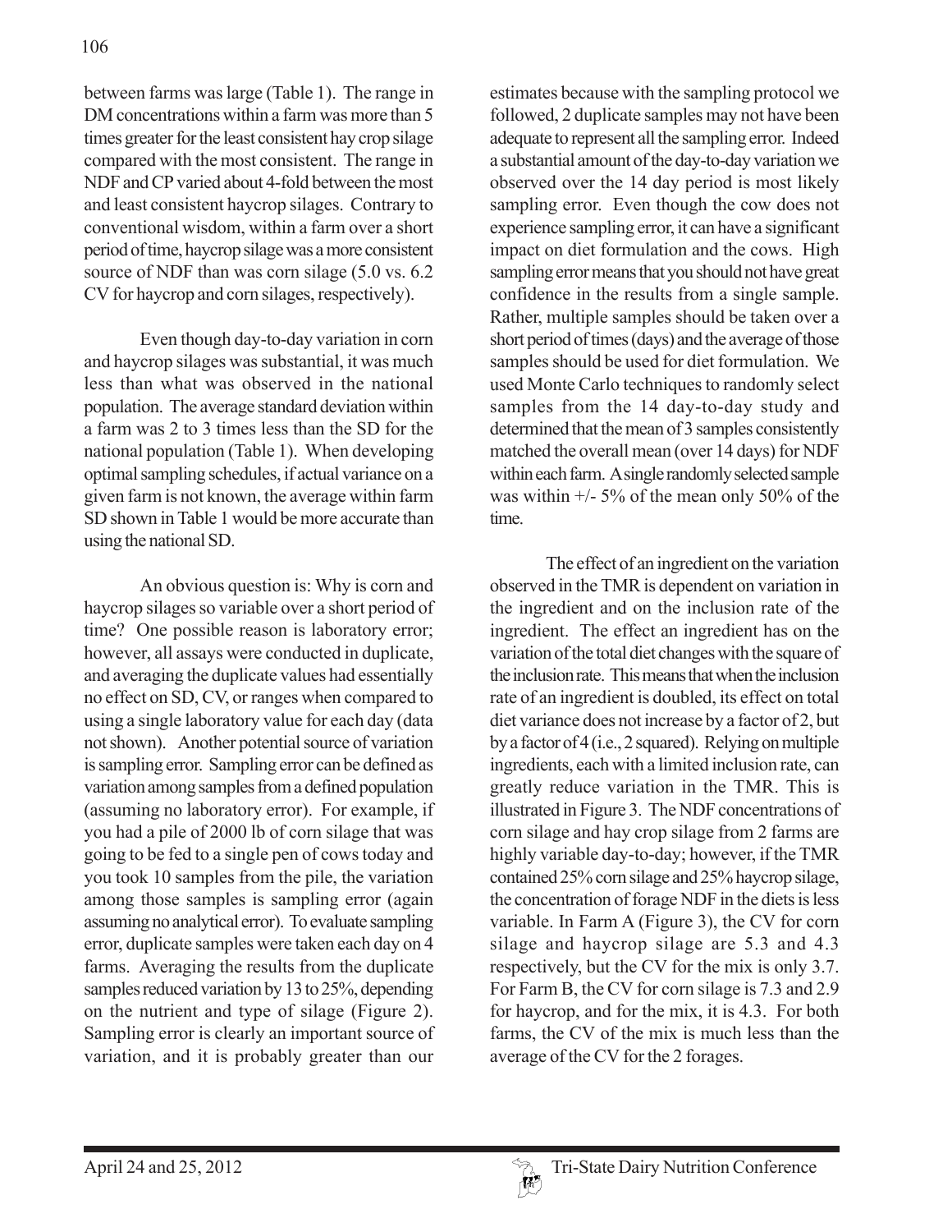between farms was large (Table 1). The range in DM concentrations within a farm was more than 5 times greater for the least consistent hay crop silage compared with the most consistent. The range in NDF and CP varied about 4-fold between the most and least consistent haycrop silages. Contrary to conventional wisdom, within a farm over a short period of time, haycrop silage was a more consistent source of NDF than was corn silage (5.0 vs. 6.2 CV for haycrop and corn silages, respectively).

Even though day-to-day variation in corn and haycrop silages was substantial, it was much less than what was observed in the national population. The average standard deviation within a farm was 2 to 3 times less than the SD for the national population (Table 1). When developing optimal sampling schedules, if actual variance on a given farm is not known, the average within farm SD shown in Table 1 would be more accurate than using the national SD.

An obvious question is: Why is corn and haycrop silages so variable over a short period of time? One possible reason is laboratory error; however, all assays were conducted in duplicate, and averaging the duplicate values had essentially no effect on SD, CV, or ranges when compared to using a single laboratory value for each day (data not shown). Another potential source of variation is sampling error. Sampling error can be defined as variation among samples from a defined population (assuming no laboratory error). For example, if you had a pile of 2000 lb of corn silage that was going to be fed to a single pen of cows today and you took 10 samples from the pile, the variation among those samples is sampling error (again assuming no analytical error). To evaluate sampling error, duplicate samples were taken each day on 4 farms. Averaging the results from the duplicate samples reduced variation by 13 to 25%, depending on the nutrient and type of silage (Figure 2). Sampling error is clearly an important source of variation, and it is probably greater than our estimates because with the sampling protocol we followed, 2 duplicate samples may not have been adequate to represent all the sampling error. Indeed a substantial amount of the day-to-day variation we observed over the 14 day period is most likely sampling error. Even though the cow does not experience sampling error, it can have a significant impact on diet formulation and the cows. High sampling error means that you should not have great confidence in the results from a single sample. Rather, multiple samples should be taken over a short period of times (days) and the average of those samples should be used for diet formulation. We used Monte Carlo techniques to randomly select samples from the 14 day-to-day study and determined that the mean of 3 samples consistently matched the overall mean (over 14 days) for NDF within each farm. A single randomly selected sample was within +/- 5% of the mean only 50% of the time.

The effect of an ingredient on the variation observed in the TMR is dependent on variation in the ingredient and on the inclusion rate of the ingredient. The effect an ingredient has on the variation of the total diet changes with the square of the inclusion rate. This means that when the inclusion rate of an ingredient is doubled, its effect on total diet variance does not increase by a factor of 2, but by a factor of 4 (i.e., 2 squared). Relying on multiple ingredients, each with a limited inclusion rate, can greatly reduce variation in the TMR. This is illustrated in Figure 3. The NDF concentrations of corn silage and hay crop silage from 2 farms are highly variable day-to-day; however, if the TMR contained 25% corn silage and 25% haycrop silage, the concentration of forage NDF in the diets is less variable. In Farm A (Figure 3), the CV for corn silage and haycrop silage are 5.3 and 4.3 respectively, but the CV for the mix is only 3.7. For Farm B, the CV for corn silage is 7.3 and 2.9 for haycrop, and for the mix, it is 4.3. For both farms, the CV of the mix is much less than the average of the CV for the 2 forages.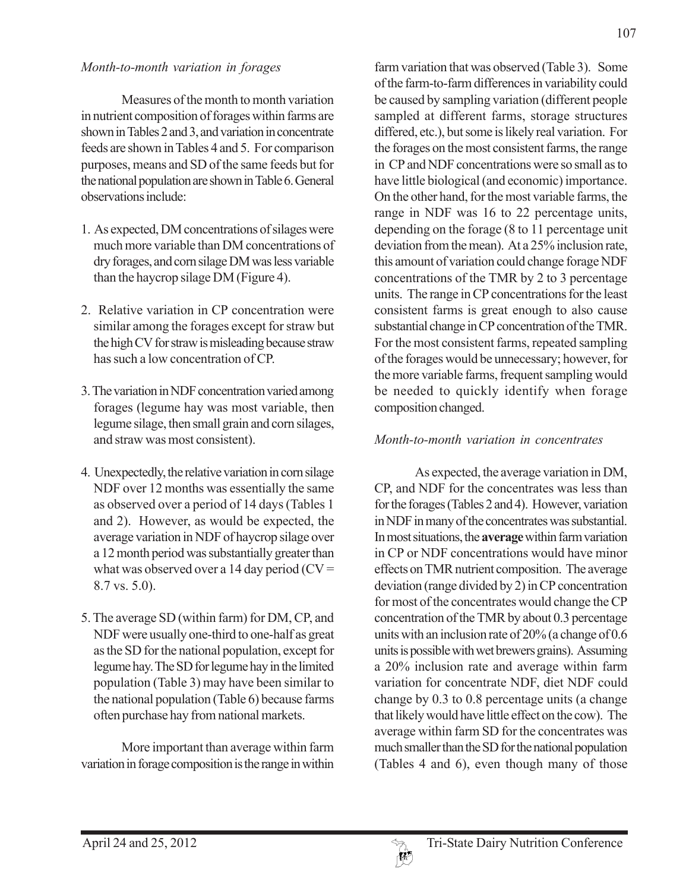*Month-to-month variation in forages*

Measures of the month to month variation in nutrient composition of forages within farms are shown in Tables 2 and 3, and variation in concentrate feeds are shown in Tables 4 and 5. For comparison purposes, means and SD of the same feeds but for the national population are shown in Table 6. General observations include:

1. As expected, DM concentrations of silages were much more variable than DM concentrations of dry forages, and corn silage DM was less variable than the haycrop silage DM (Figure 4).

2. Relative variation in CP concentration were similar among the forages except for straw but the high CV for straw is misleading because straw has such a low concentration of CP.

3. The variation in NDF concentration varied among forages (legume hay was most variable, then legume silage, then small grain and corn silages, and straw was most consistent).

4. Unexpectedly, the relative variation in corn silage NDF over 12 months was essentially the same as observed over a period of 14 days (Tables 1 and 2). However, as would be expected, the average variation in NDF of haycrop silage over a 12 month period was substantially greater than what was observed over a 14 day period (CV = 8.7 vs. 5.0).

5. The average SD (within farm) for DM, CP, and NDF were usually one-third to one-half as great as the SD for the national population, except for legume hay. The SD for legume hay in the limited population (Table 3) may have been similar to the national population (Table 6) because farms often purchase hay from national markets.

More important than average within farm variation in forage composition is the range in within farm variation that was observed (Table 3). Some of the farm-to-farm differences in variability could be caused by sampling variation (different people sampled at different farms, storage structures differed, etc.), but some is likely real variation. For the forages on the most consistent farms, the range in CP and NDF concentrations were so small as to have little biological (and economic) importance. On the other hand, for the most variable farms, the range in NDF was 16 to 22 percentage units, depending on the forage (8 to 11 percentage unit deviation from the mean). At a 25% inclusion rate, this amount of variation could change forage NDF concentrations of the TMR by 2 to 3 percentage units. The range in CP concentrations for the least consistent farms is great enough to also cause substantial change in CP concentration of the TMR. For the most consistent farms, repeated sampling of the forages would be unnecessary; however, for the more variable farms, frequent sampling would be needed to quickly identify when forage composition changed.

*Month-to-month variation in concentrates*

As expected, the average variation in DM, CP, and NDF for the concentrates was less than for the forages (Tables 2 and 4). However, variation in NDF in many of the concentrates was substantial. In most situations, the **average** within farm variation in CP or NDF concentrations would have minor effects on TMR nutrient composition. The average deviation (range divided by 2) in CP concentration for most of the concentrates would change the CP concentration of the TMR by about 0.3 percentage units with an inclusion rate of 20% (a change of 0.6 units is possible with wet brewers grains). Assuming a 20% inclusion rate and average within farm variation for concentrate NDF, diet NDF could change by 0.3 to 0.8 percentage units (a change that likely would have little effect on the cow). The average within farm SD for the concentrates was much smaller than the SD for the national population (Tables 4 and 6), even though many of those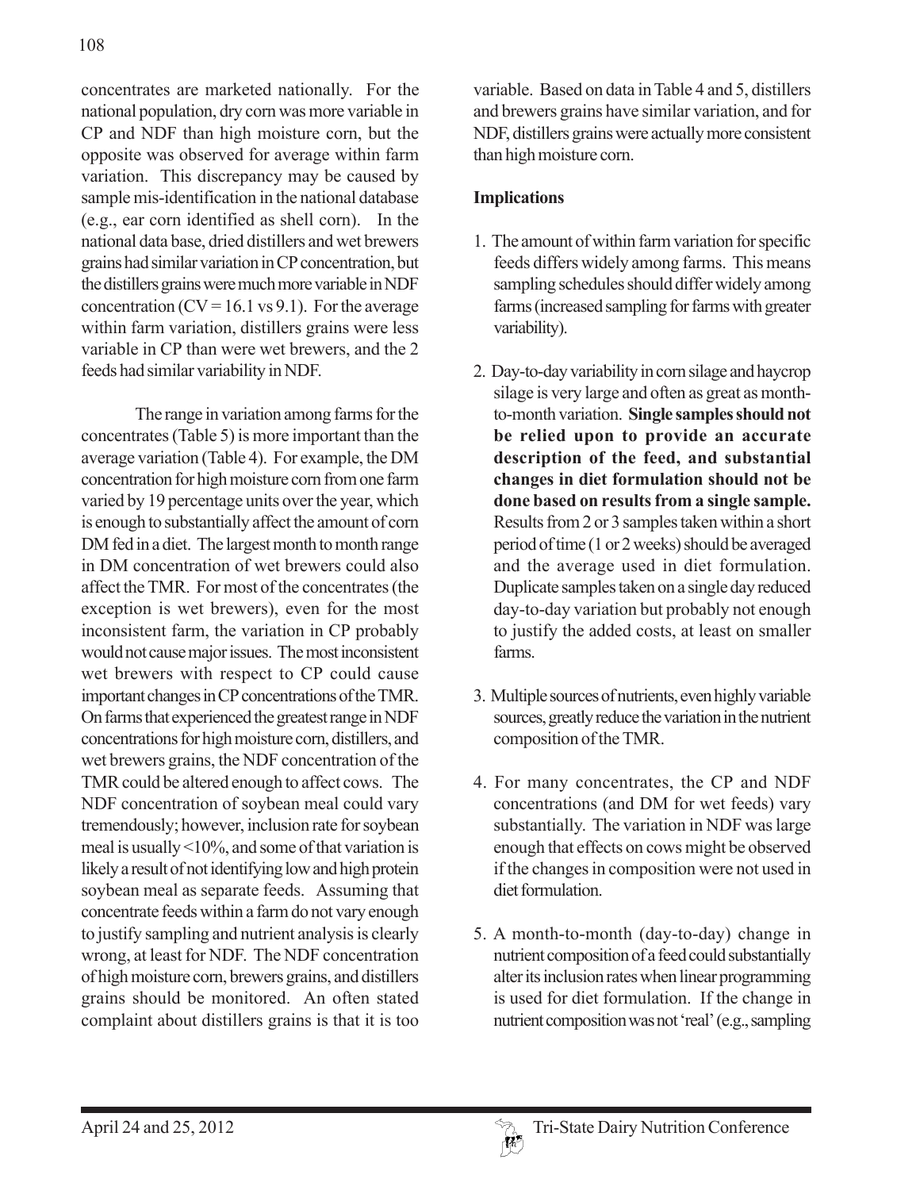concentrates are marketed nationally. For the national population, dry corn was more variable in CP and NDF than high moisture corn, but the opposite was observed for average within farm variation. This discrepancy may be caused by sample mis-identification in the national database (e.g., ear corn identified as shell corn). In the national data base, dried distillers and wet brewers grains had similar variation in CP concentration, but the distillers grains were much more variable in NDF concentration (CV = 16.1 vs 9.1). For the average within farm variation, distillers grains were less variable in CP than were wet brewers, and the 2 feeds had similar variability in NDF.

The range in variation among farms for the concentrates (Table 5) is more important than the average variation (Table 4). For example, the DM concentration for high moisture corn from one farm varied by 19 percentage units over the year, which is enough to substantially affect the amount of corn DM fed in a diet. The largest month to month range in DM concentration of wet brewers could also affect the TMR. For most of the concentrates (the exception is wet brewers), even for the most inconsistent farm, the variation in CP probably would not cause major issues. The most inconsistent wet brewers with respect to CP could cause important changes in CP concentrations of the TMR. On farms that experienced the greatest range in NDF concentrations for high moisture corn, distillers, and wet brewers grains, the NDF concentration of the TMR could be altered enough to affect cows. The NDF concentration of soybean meal could vary tremendously; however, inclusion rate for soybean meal is usually <10%, and some of that variation is likely a result of not identifying low and high protein soybean meal as separate feeds. Assuming that concentrate feeds within a farm do not vary enough to justify sampling and nutrient analysis is clearly wrong, at least for NDF. The NDF concentration of high moisture corn, brewers grains, and distillers grains should be monitored. An often stated complaint about distillers grains is that it is too variable. Based on data in Table 4 and 5, distillers and brewers grains have similar variation, and for NDF, distillers grains were actually more consistent than high moisture corn.

## Implications

1. The amount of within farm variation for specific feeds differs widely among farms. This means sampling schedules should differ widely among farms (increased sampling for farms with greater variability).

2. Day-to-day variability in corn silage and haycrop silage is very large and often as great as month-to-month variation. **Single samples should not be relied upon to provide an accurate description of the feed, and substantial changes in diet formulation should not be done based on results from a single sample.** Results from 2 or 3 samples taken within a short period of time (1 or 2 weeks) should be averaged and the average used in diet formulation. Duplicate samples taken on a single day reduced day-to-day variation but probably not enough to justify the added costs, at least on smaller farms.

3. Multiple sources of nutrients, even highly variable sources, greatly reduce the variation in the nutrient composition of the TMR.

4. For many concentrates, the CP and NDF concentrations (and DM for wet feeds) vary substantially. The variation in NDF was large enough that effects on cows might be observed if the changes in composition were not used in diet formulation.

5. A month-to-month (day-to-day) change in nutrient composition of a feed could substantially alter its inclusion rates when linear programming is used for diet formulation. If the change in nutrient composition was not 'real' (e.g., sampling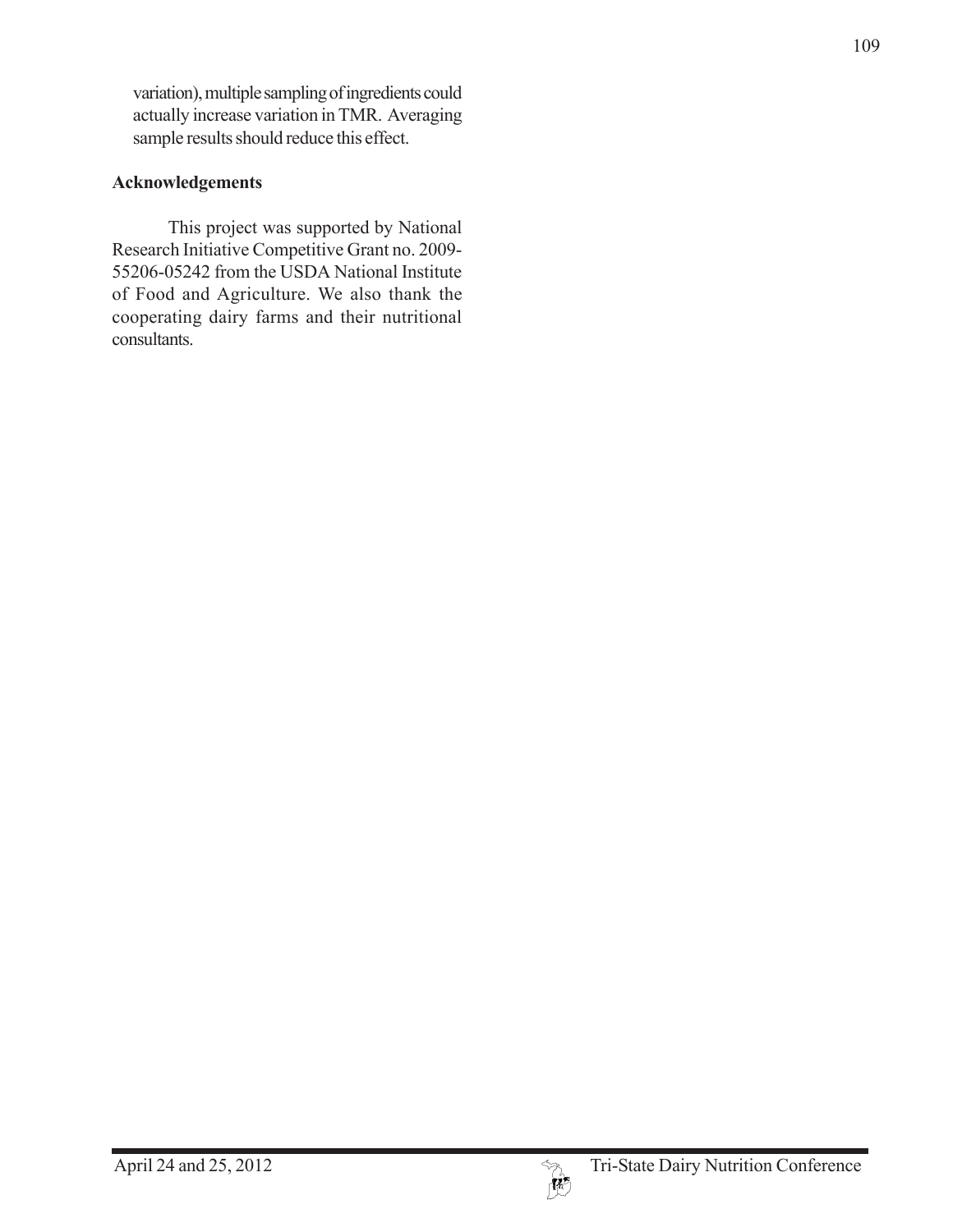variation), multiple sampling of ingredients could actually increase variation in TMR. Averaging sample results should reduce this effect.

## Acknowledgements

This project was supported by National Research Initiative Competitive Grant no. 2009-55206-05242 from the USDA National Institute of Food and Agriculture. We also thank the cooperating dairy farms and their nutritional consultants.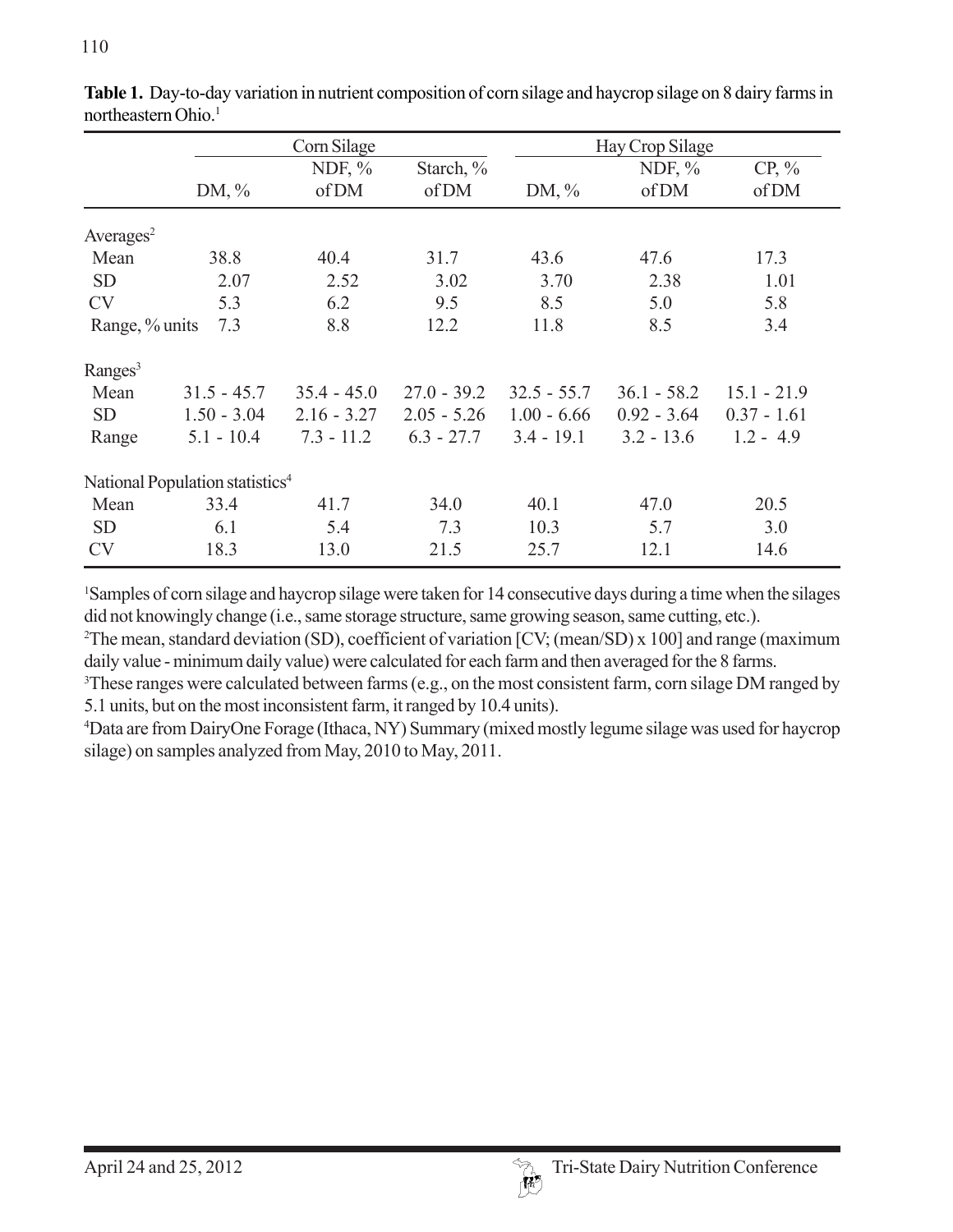**Table 1.** Day-to-day variation in nutrient composition of corn silage and haycrop silage on 8 dairy farms in northeastern Ohio.[1]

| | Corn Silage | | | Hay Crop Silage | | |
|---|---|---|---|---|---|---|
| | DM, % | NDF, % of DM | Starch, % of DM | DM, % | NDF, % of DM | CP, % of DM |
| Averages[2] | | | | | | |
| Mean | 38.8 | 40.4 | 31.7 | 43.6 | 47.6 | 17.3 |
| SD | 2.07 | 2.52 | 3.02 | 3.70 | 2.38 | 1.01 |
| CV | 5.3 | 6.2 | 9.5 | 8.5 | 5.0 | 5.8 |
| Range, % units | 7.3 | 8.8 | 12.2 | 11.8 | 8.5 | 3.4 |
| Ranges[3] | | | | | | |
| Mean | 31.5 - 45.7 | 35.4 - 45.0 | 27.0 - 39.2 | 32.5 - 55.7 | 36.1 - 58.2 | 15.1 - 21.9 |
| SD | 1.50 - 3.04 | 2.16 - 3.27 | 2.05 - 5.26 | 1.00 - 6.66 | 0.92 - 3.64 | 0.37 - 1.61 |
| Range | 5.1 - 10.4 | 7.3 - 11.2 | 6.3 - 27.7 | 3.4 - 19.1 | 3.2 - 13.6 | 1.2 - 4.9 |
| National Population statistics[4] | | | | | | |
| Mean | 33.4 | 41.7 | 34.0 | 40.1 | 47.0 | 20.5 |
| SD | 6.1 | 5.4 | 7.3 | 10.3 | 5.7 | 3.0 |
| CV | 18.3 | 13.0 | 21.5 | 25.7 | 12.1 | 14.6 |

[1]Samples of corn silage and haycrop silage were taken for 14 consecutive days during a time when the silages did not knowingly change (i.e., same storage structure, same growing season, same cutting, etc.).

[2]The mean, standard deviation (SD), coefficient of variation [CV; (mean/SD) x 100] and range (maximum daily value - minimum daily value) were calculated for each farm and then averaged for the 8 farms.

[3]These ranges were calculated between farms (e.g., on the most consistent farm, corn silage DM ranged by 5.1 units, but on the most inconsistent farm, it ranged by 10.4 units).

[4]Data are from DairyOne Forage (Ithaca, NY) Summary (mixed mostly legume silage was used for haycrop silage) on samples analyzed from May, 2010 to May, 2011.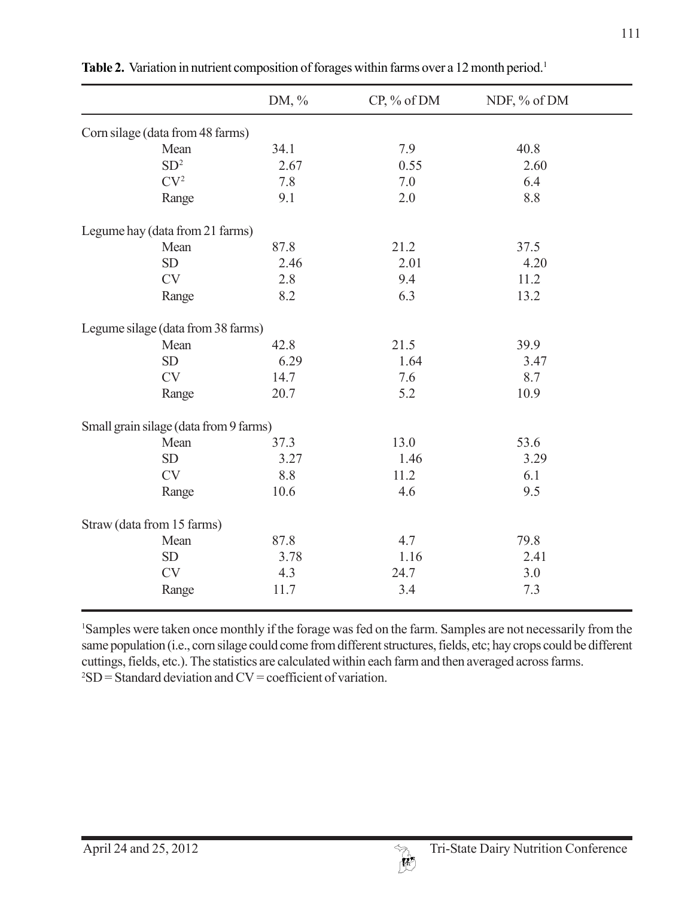**Table 2.** Variation in nutrient composition of forages within farms over a 12 month period.[1]

| | DM, % | CP, % of DM | NDF, % of DM |
|---|---|---|---|
| Corn silage (data from 48 farms) | | | |
| Mean | 34.1 | 7.9 | 40.8 |
| SD[2] | 2.67 | 0.55 | 2.60 |
| CV[2] | 7.8 | 7.0 | 6.4 |
| Range | 9.1 | 2.0 | 8.8 |
| Legume hay (data from 21 farms) | | | |
| Mean | 87.8 | 21.2 | 37.5 |
| SD | 2.46 | 2.01 | 4.20 |
| CV | 2.8 | 9.4 | 11.2 |
| Range | 8.2 | 6.3 | 13.2 |
| Legume silage (data from 38 farms) | | | |
| Mean | 42.8 | 21.5 | 39.9 |
| SD | 6.29 | 1.64 | 3.47 |
| CV | 14.7 | 7.6 | 8.7 |
| Range | 20.7 | 5.2 | 10.9 |
| Small grain silage (data from 9 farms) | | | |
| Mean | 37.3 | 13.0 | 53.6 |
| SD | 3.27 | 1.46 | 3.29 |
| CV | 8.8 | 11.2 | 6.1 |
| Range | 10.6 | 4.6 | 9.5 |
| Straw (data from 15 farms) | | | |
| Mean | 87.8 | 4.7 | 79.8 |
| SD | 3.78 | 1.16 | 2.41 |
| CV | 4.3 | 24.7 | 3.0 |
| Range | 11.7 | 3.4 | 7.3 |

[1]Samples were taken once monthly if the forage was fed on the farm. Samples are not necessarily from the same population (i.e., corn silage could come from different structures, fields, etc; hay crops could be different cuttings, fields, etc.). The statistics are calculated within each farm and then averaged across farms.
[2]SD = Standard deviation and CV = coefficient of variation.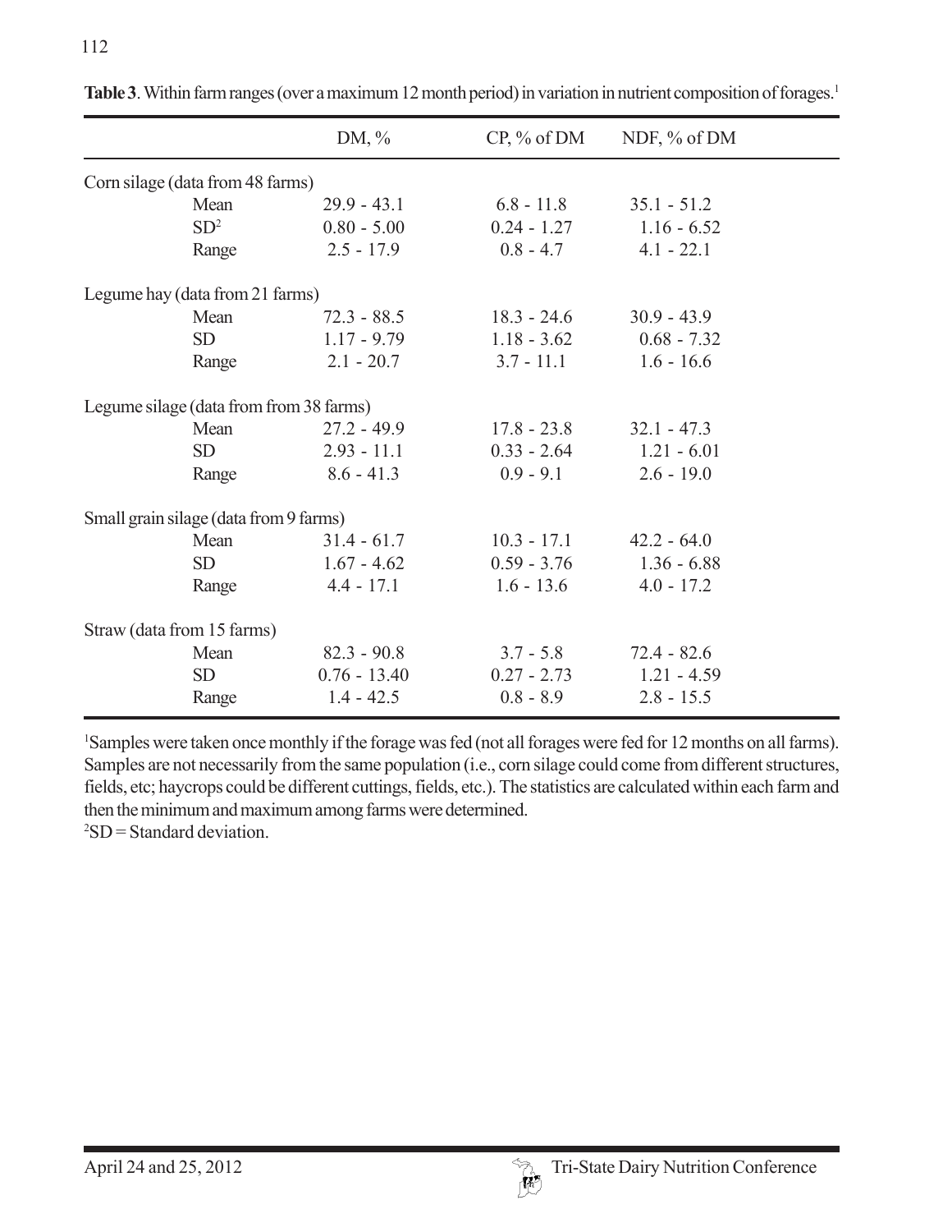**Table 3**. Within farm ranges (over a maximum 12 month period) in variation in nutrient composition of forages.[1]

| | DM, % | CP, % of DM | NDF, % of DM |
|---|---|---|---|
| Corn silage (data from 48 farms) | | | |
| Mean | 29.9 - 43.1 | 6.8 - 11.8 | 35.1 - 51.2 |
| SD[2] | 0.80 - 5.00 | 0.24 - 1.27 | 1.16 - 6.52 |
| Range | 2.5 - 17.9 | 0.8 - 4.7 | 4.1 - 22.1 |
| Legume hay (data from 21 farms) | | | |
| Mean | 72.3 - 88.5 | 18.3 - 24.6 | 30.9 - 43.9 |
| SD | 1.17 - 9.79 | 1.18 - 3.62 | 0.68 - 7.32 |
| Range | 2.1 - 20.7 | 3.7 - 11.1 | 1.6 - 16.6 |
| Legume silage (data from from 38 farms) | | | |
| Mean | 27.2 - 49.9 | 17.8 - 23.8 | 32.1 - 47.3 |
| SD | 2.93 - 11.1 | 0.33 - 2.64 | 1.21 - 6.01 |
| Range | 8.6 - 41.3 | 0.9 - 9.1 | 2.6 - 19.0 |
| Small grain silage (data from 9 farms) | | | |
| Mean | 31.4 - 61.7 | 10.3 - 17.1 | 42.2 - 64.0 |
| SD | 1.67 - 4.62 | 0.59 - 3.76 | 1.36 - 6.88 |
| Range | 4.4 - 17.1 | 1.6 - 13.6 | 4.0 - 17.2 |
| Straw (data from 15 farms) | | | |
| Mean | 82.3 - 90.8 | 3.7 - 5.8 | 72.4 - 82.6 |
| SD | 0.76 - 13.40 | 0.27 - 2.73 | 1.21 - 4.59 |
| Range | 1.4 - 42.5 | 0.8 - 8.9 | 2.8 - 15.5 |

[1]Samples were taken once monthly if the forage was fed (not all forages were fed for 12 months on all farms). Samples are not necessarily from the same population (i.e., corn silage could come from different structures, fields, etc; haycrops could be different cuttings, fields, etc.). The statistics are calculated within each farm and then the minimum and maximum among farms were determined.

[2]SD = Standard deviation.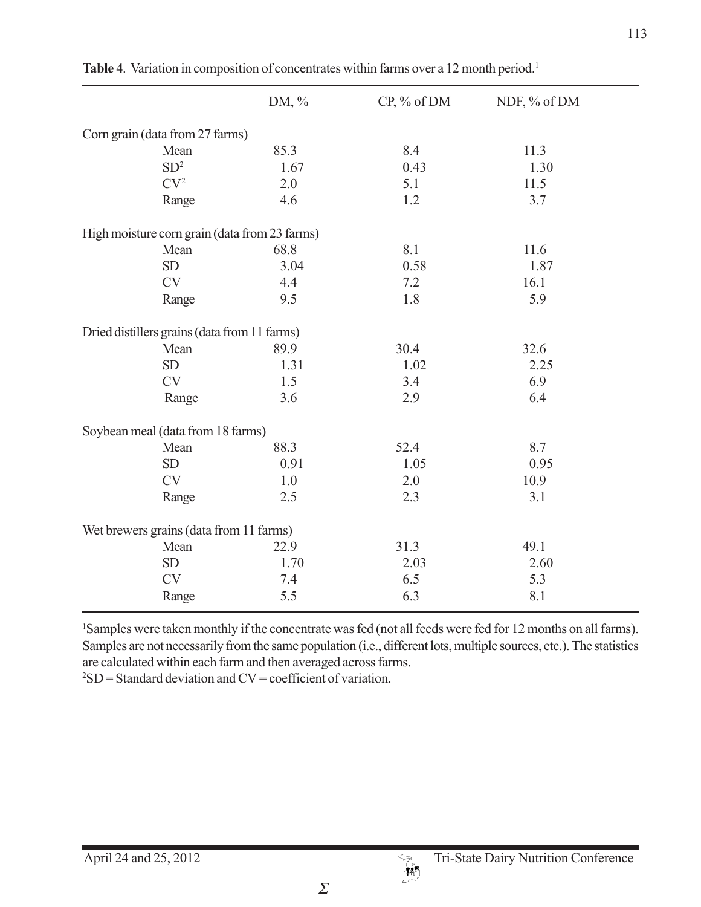**Table 4**. Variation in composition of concentrates within farms over a 12 month period.[1]

| | DM, % | CP, % of DM | NDF, % of DM |
|---|---|---|---|
| Corn grain (data from 27 farms) | | | |
| Mean | 85.3 | 8.4 | 11.3 |
| SD[2] | 1.67 | 0.43 | 1.30 |
| CV[2] | 2.0 | 5.1 | 11.5 |
| Range | 4.6 | 1.2 | 3.7 |
| High moisture corn grain (data from 23 farms) | | | |
| Mean | 68.8 | 8.1 | 11.6 |
| SD | 3.04 | 0.58 | 1.87 |
| CV | 4.4 | 7.2 | 16.1 |
| Range | 9.5 | 1.8 | 5.9 |
| Dried distillers grains (data from 11 farms) | | | |
| Mean | 89.9 | 30.4 | 32.6 |
| SD | 1.31 | 1.02 | 2.25 |
| CV | 1.5 | 3.4 | 6.9 |
| Range | 3.6 | 2.9 | 6.4 |
| Soybean meal (data from 18 farms) | | | |
| Mean | 88.3 | 52.4 | 8.7 |
| SD | 0.91 | 1.05 | 0.95 |
| CV | 1.0 | 2.0 | 10.9 |
| Range | 2.5 | 2.3 | 3.1 |
| Wet brewers grains (data from 11 farms) | | | |
| Mean | 22.9 | 31.3 | 49.1 |
| SD | 1.70 | 2.03 | 2.60 |
| CV | 7.4 | 6.5 | 5.3 |
| Range | 5.5 | 6.3 | 8.1 |

[1]Samples were taken monthly if the concentrate was fed (not all feeds were fed for 12 months on all farms). Samples are not necessarily from the same population (i.e., different lots, multiple sources, etc.). The statistics are calculated within each farm and then averaged across farms.

[2]SD = Standard deviation and CV = coefficient of variation.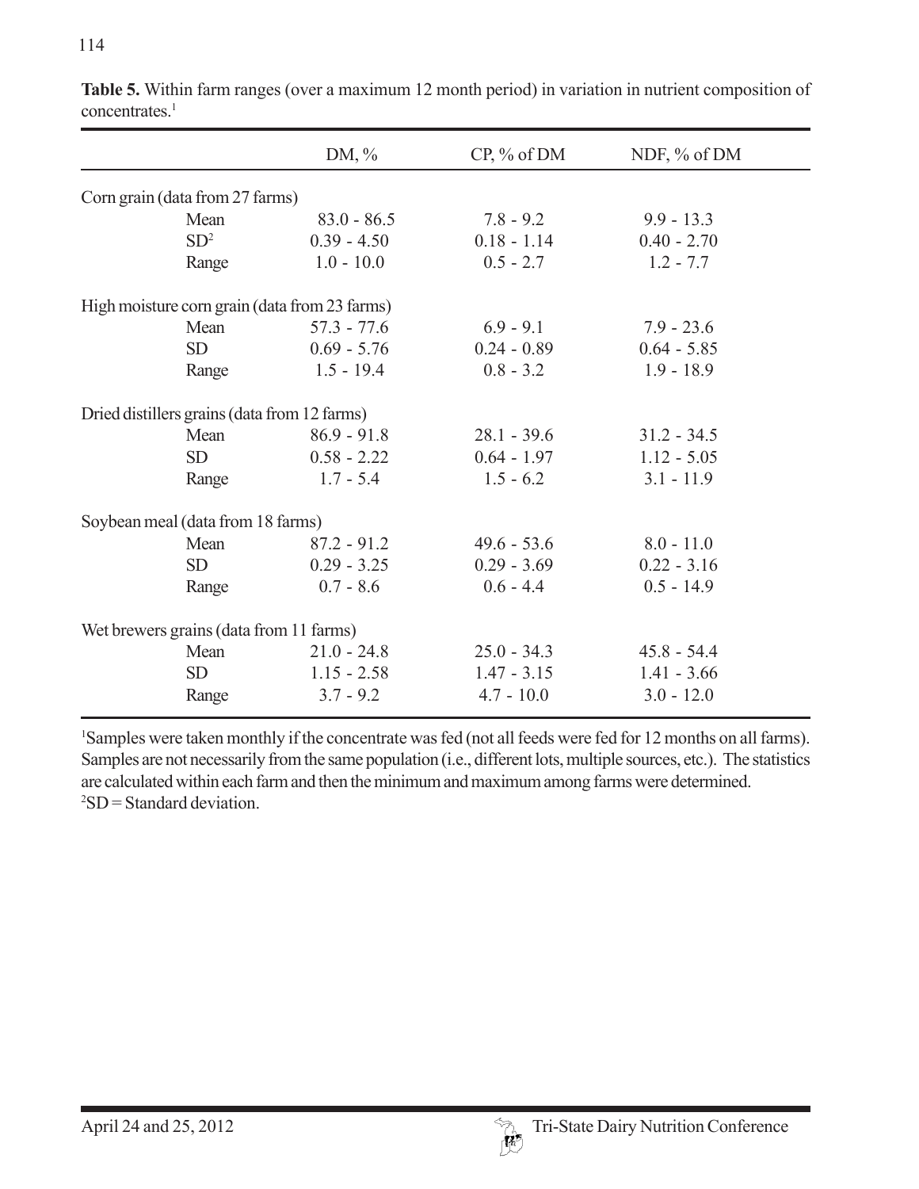**Table 5.** Within farm ranges (over a maximum 12 month period) in variation in nutrient composition of concentrates.[1]

| | DM, % | CP, % of DM | NDF, % of DM |
|---|---|---|---|
| Corn grain (data from 27 farms) | | | |
| Mean | 83.0 - 86.5 | 7.8 - 9.2 | 9.9 - 13.3 |
| SD[2] | 0.39 - 4.50 | 0.18 - 1.14 | 0.40 - 2.70 |
| Range | 1.0 - 10.0 | 0.5 - 2.7 | 1.2 - 7.7 |
| High moisture corn grain (data from 23 farms) | | | |
| Mean | 57.3 - 77.6 | 6.9 - 9.1 | 7.9 - 23.6 |
| SD | 0.69 - 5.76 | 0.24 - 0.89 | 0.64 - 5.85 |
| Range | 1.5 - 19.4 | 0.8 - 3.2 | 1.9 - 18.9 |
| Dried distillers grains (data from 12 farms) | | | |
| Mean | 86.9 - 91.8 | 28.1 - 39.6 | 31.2 - 34.5 |
| SD | 0.58 - 2.22 | 0.64 - 1.97 | 1.12 - 5.05 |
| Range | 1.7 - 5.4 | 1.5 - 6.2 | 3.1 - 11.9 |
| Soybean meal (data from 18 farms) | | | |
| Mean | 87.2 - 91.2 | 49.6 - 53.6 | 8.0 - 11.0 |
| SD | 0.29 - 3.25 | 0.29 - 3.69 | 0.22 - 3.16 |
| Range | 0.7 - 8.6 | 0.6 - 4.4 | 0.5 - 14.9 |
| Wet brewers grains (data from 11 farms) | | | |
| Mean | 21.0 - 24.8 | 25.0 - 34.3 | 45.8 - 54.4 |
| SD | 1.15 - 2.58 | 1.47 - 3.15 | 1.41 - 3.66 |
| Range | 3.7 - 9.2 | 4.7 - 10.0 | 3.0 - 12.0 |

[1]Samples were taken monthly if the concentrate was fed (not all feeds were fed for 12 months on all farms). Samples are not necessarily from the same population (i.e., different lots, multiple sources, etc.). The statistics are calculated within each farm and then the minimum and maximum among farms were determined.
[2]SD = Standard deviation.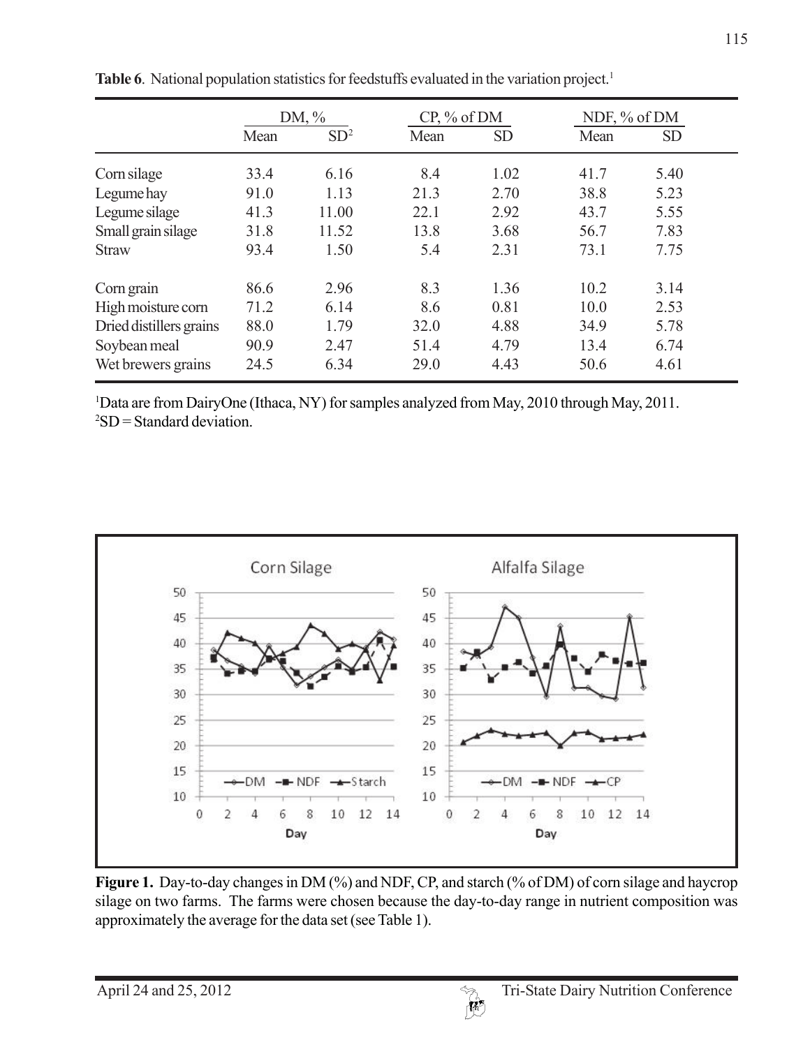**Table 6**. National population statistics for feedstuffs evaluated in the variation project.[1]

| | DM, % | | CP, % of DM | | NDF, % of DM | |
|---|---|---|---|---|---|---|
| | Mean | SD[2] | Mean | SD | Mean | SD |
| Corn silage | 33.4 | 6.16 | 8.4 | 1.02 | 41.7 | 5.40 |
| Legume hay | 91.0 | 1.13 | 21.3 | 2.70 | 38.8 | 5.23 |
| Legume silage | 41.3 | 11.00 | 22.1 | 2.92 | 43.7 | 5.55 |
| Small grain silage | 31.8 | 11.52 | 13.8 | 3.68 | 56.7 | 7.83 |
| Straw | 93.4 | 1.50 | 5.4 | 2.31 | 73.1 | 7.75 |
| Corn grain | 86.6 | 2.96 | 8.3 | 1.36 | 10.2 | 3.14 |
| High moisture corn | 71.2 | 6.14 | 8.6 | 0.81 | 10.0 | 2.53 |
| Dried distillers grains | 88.0 | 1.79 | 32.0 | 4.88 | 34.9 | 5.78 |
| Soybean meal | 90.9 | 2.47 | 51.4 | 4.79 | 13.4 | 6.74 |
| Wet brewers grains | 24.5 | 6.34 | 29.0 | 4.43 | 50.6 | 4.61 |

[1]Data are from DairyOne (Ithaca, NY) for samples analyzed from May, 2010 through May, 2011.
[2]SD = Standard deviation.

**Figure 1.** Day-to-day changes in DM (%) and NDF, CP, and starch (% of DM) of corn silage and haycrop silage on two farms. The farms were chosen because the day-to-day range in nutrient composition was approximately the average for the data set (see Table 1).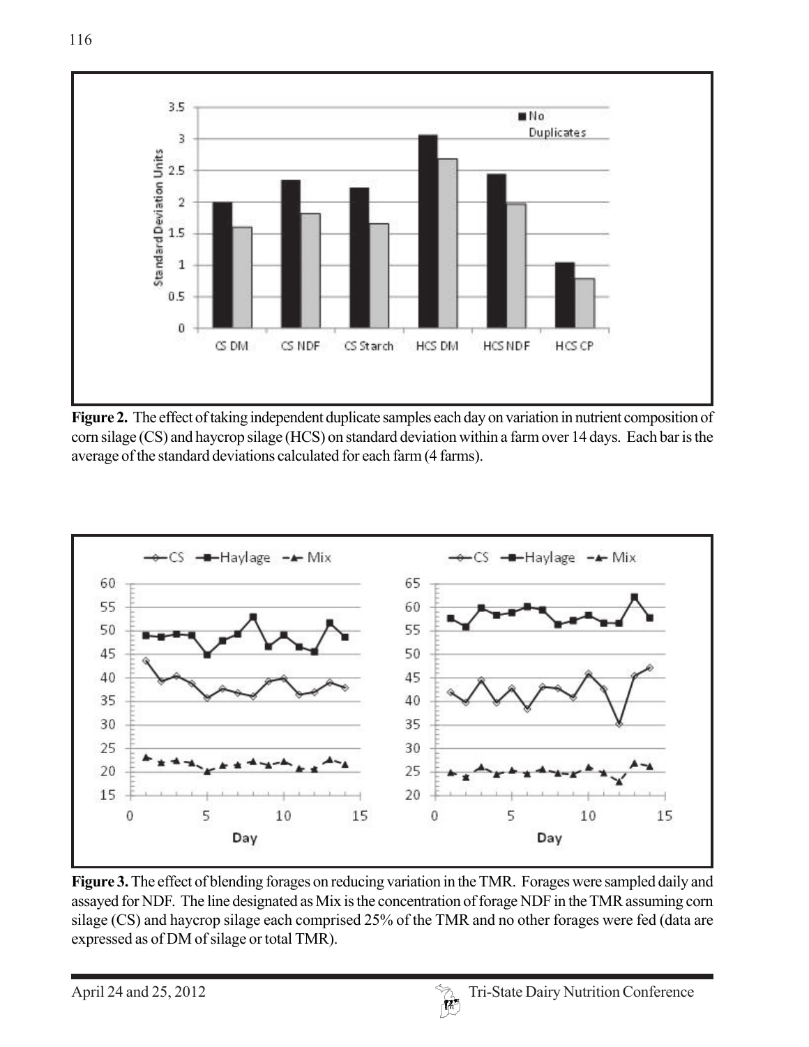**Figure 2.** The effect of taking independent duplicate samples each day on variation in nutrient composition of corn silage (CS) and haycrop silage (HCS) on standard deviation within a farm over 14 days. Each bar is the average of the standard deviations calculated for each farm (4 farms).

**Figure 3.** The effect of blending forages on reducing variation in the TMR. Forages were sampled daily and assayed for NDF. The line designated as Mix is the concentration of forage NDF in the TMR assuming corn silage (CS) and haycrop silage each comprised 25% of the TMR and no other forages were fed (data are expressed as of DM of silage or total TMR).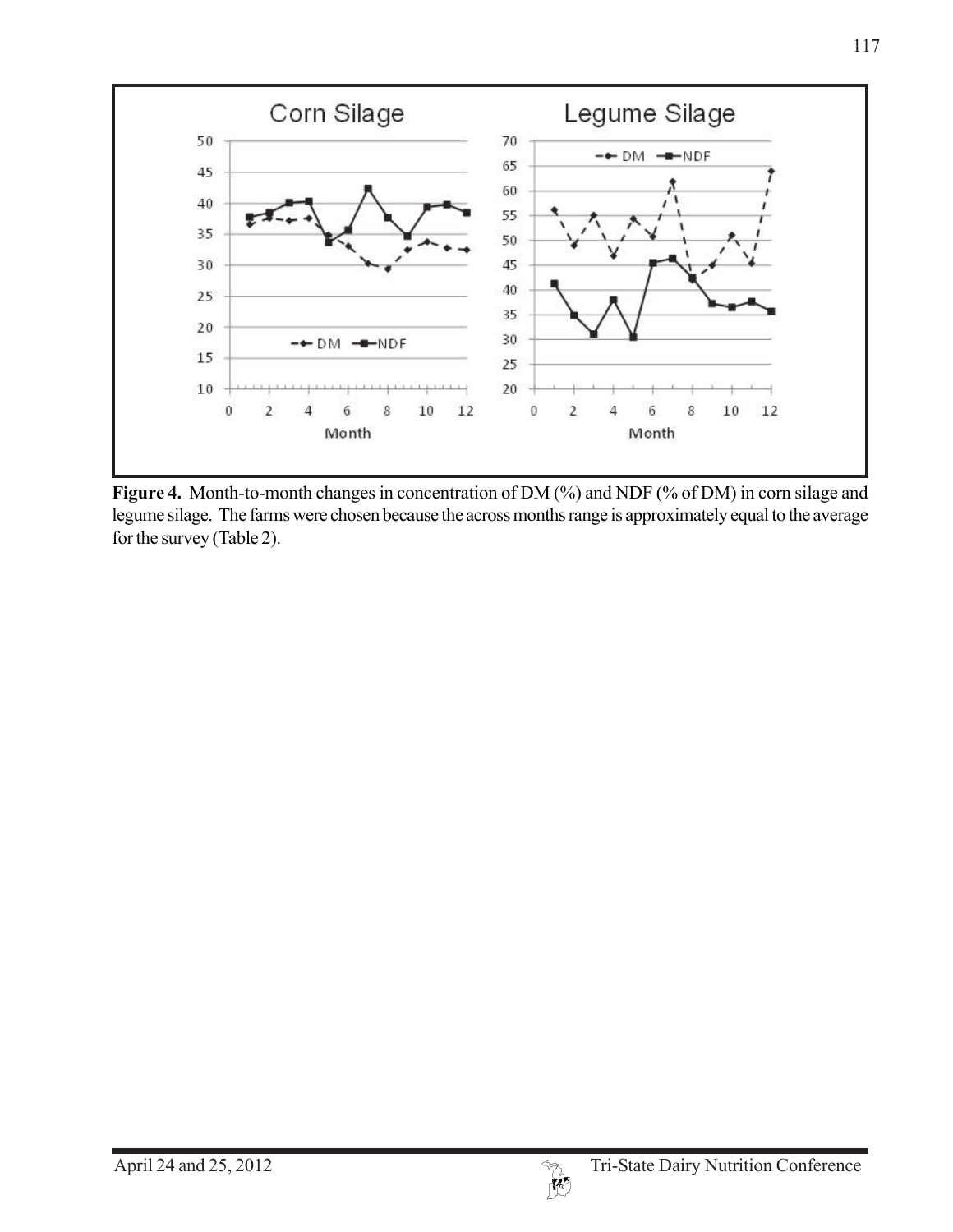Corn Silage

50
45
40
35
30
25
20
15
10

0 2 4 6 8 10 12

Month

DM NDF

Legume Silage

70
65
60
55
50
45
40
35
30
25
20

0 2 4 6 8 10 12

Month

DM NDF

**Figure 4.** Month-to-month changes in concentration of DM (%) and NDF (% of DM) in corn silage and legume silage. The farms were chosen because the across months range is approximately equal to the average for the survey (Table 2).